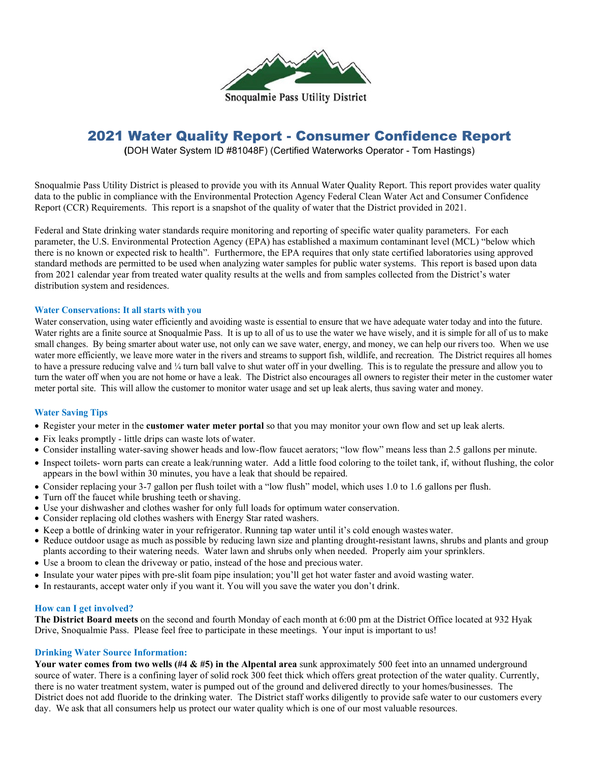Snoqualmie Pass Utility District

# 2021 Water Quality Report - Consumer Confidence Report

**(**DOH Water System ID #81048F) (Certified Waterworks Operator - Tom Hastings)

Snoqualmie Pass Utility District is pleased to provide you with its Annual Water Quality Report. This report provides water quality data to the public in compliance with the Environmental Protection Agency Federal Clean Water Act and Consumer Confidence Report (CCR) Requirements. This report is a snapshot of the quality of water that the District provided in 2021.

Federal and State drinking water standards require monitoring and reporting of specific water quality parameters. For each parameter, the U.S. Environmental Protection Agency (EPA) has established a maximum contaminant level (MCL) "below which there is no known or expected risk to health". Furthermore, the EPA requires that only state certified laboratories using approved standard methods are permitted to be used when analyzing water samples for public water systems. This report is based upon data from 2021 calendar year from treated water quality results at the wells and from samples collected from the District's water distribution system and residences.

### Water Conservations: It all starts with you

Water conservation, using water efficiently and avoiding waste is essential to ensure that we have adequate water today and into the future. Water rights are a finite source at Snoqualmie Pass. It is up to all of us to use the water we have wisely, and it is simple for all of us to make small changes. By being smarter about water use, not only can we save water, energy, and money, we can help our rivers too. When we use water more efficiently, we leave more water in the rivers and streams to support fish, wildlife, and recreation. The District requires all homes to have a pressure reducing valve and ¼ turn ball valve to shut water off in your dwelling. This is to regulate the pressure and allow you to turn the water off when you are not home or have a leak. The District also encourages all owners to register their meter in the customer water meter portal site. This will allow the customer to monitor water usage and set up leak alerts, thus saving water and money.

### Water Saving Tips

- Register your meter in the **customer water meter portal** so that you may monitor your own flow and set up leak alerts.
- Fix leaks promptly - little drips can waste lots of water.
- Consider installing water-saving shower heads and low-flow faucet aerators; "low flow" means less than 2.5 gallons per minute.
- Inspect toilets- worn parts can create a leak/running water. Add a little food coloring to the toilet tank, if, without flushing, the color appears in the bowl within 30 minutes, you have a leak that should be repaired.
- Consider replacing your 3-7 gallon per flush toilet with a "low flush" model, which uses 1.0 to 1.6 gallons per flush.
- Turn off the faucet while brushing teeth or shaving.
- Use your dishwasher and clothes washer for only full loads for optimum water conservation.
- Consider replacing old clothes washers with Energy Star rated washers.
- Keep a bottle of drinking water in your refrigerator. Running tap water until it's cold enough wastes water.
- Reduce outdoor usage as much as possible by reducing lawn size and planting drought-resistant lawns, shrubs and plants and group plants according to their watering needs. Water lawn and shrubs only when needed. Properly aim your sprinklers.
- Use a broom to clean the driveway or patio, instead of the hose and precious water.
- Insulate your water pipes with pre-slit foam pipe insulation; you'll get hot water faster and avoid wasting water.
- In restaurants, accept water only if you want it. You will you save the water you don't drink.

### How can I get involved?

**The District Board meets** on the second and fourth Monday of each month at 6:00 pm at the District Office located at 932 Hyak Drive, Snoqualmie Pass. Please feel free to participate in these meetings. Your input is important to us!

### Drinking Water Source Information:

**Your water comes from two wells (#4 & #5) in the Alpental area** sunk approximately 500 feet into an unnamed underground source of water. There is a confining layer of solid rock 300 feet thick which offers great protection of the water quality. Currently, there is no water treatment system, water is pumped out of the ground and delivered directly to your homes/businesses. The District does not add fluoride to the drinking water. The District staff works diligently to provide safe water to our customers every day. We ask that all consumers help us protect our water quality which is one of our most valuable resources.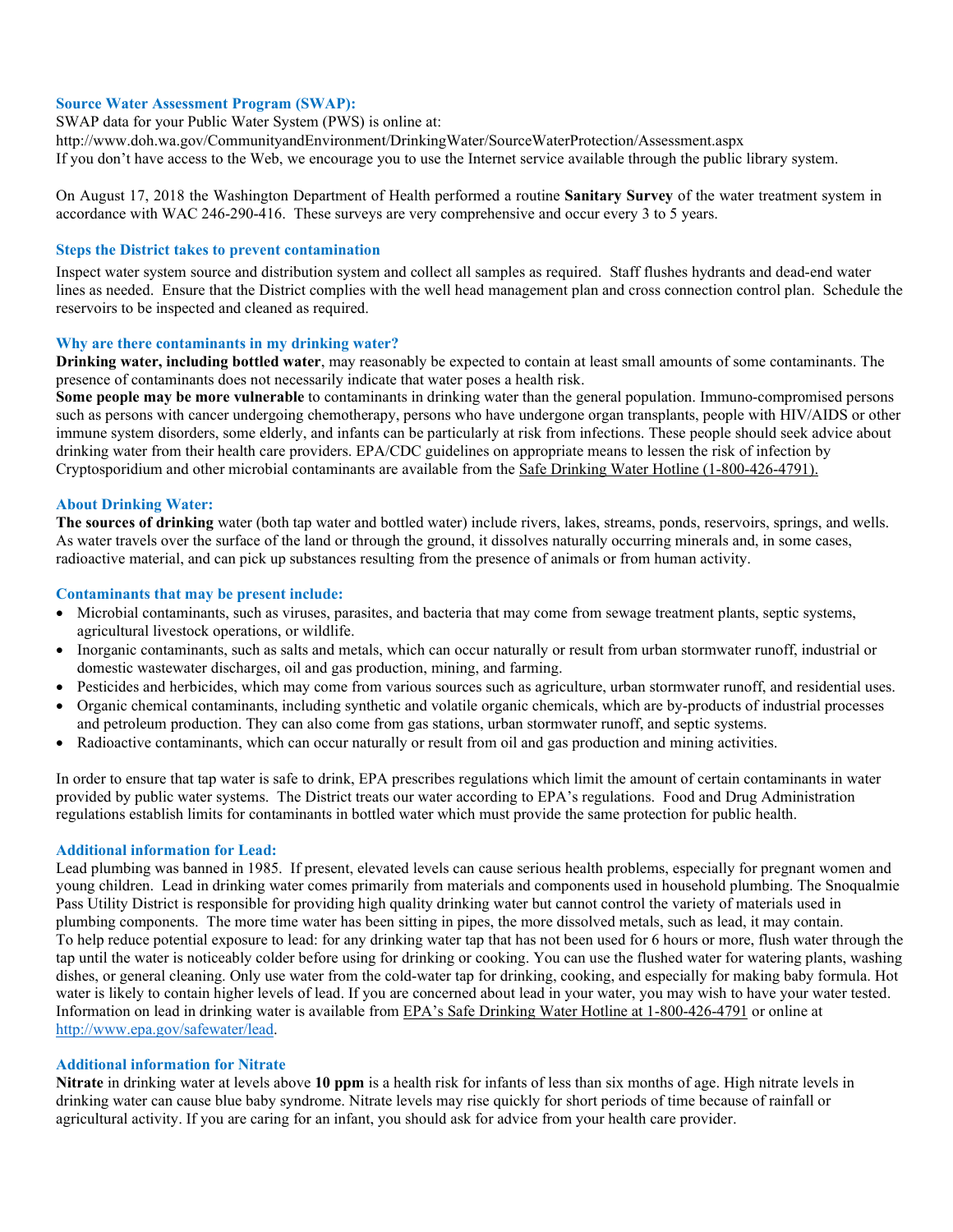### Source Water Assessment Program (SWAP):

SWAP data for your Public Water System (PWS) is online at:
http://www.doh.wa.gov/CommunityandEnvironment/DrinkingWater/SourceWaterProtection/Assessment.aspx
If you don't have access to the Web, we encourage you to use the Internet service available through the public library system.

On August 17, 2018 the Washington Department of Health performed a routine **Sanitary Survey** of the water treatment system in accordance with WAC 246-290-416. These surveys are very comprehensive and occur every 3 to 5 years.

### Steps the District takes to prevent contamination

Inspect water system source and distribution system and collect all samples as required. Staff flushes hydrants and dead-end water lines as needed. Ensure that the District complies with the well head management plan and cross connection control plan. Schedule the reservoirs to be inspected and cleaned as required.

### Why are there contaminants in my drinking water?

**Drinking water, including bottled water**, may reasonably be expected to contain at least small amounts of some contaminants. The presence of contaminants does not necessarily indicate that water poses a health risk.
**Some people may be more vulnerable** to contaminants in drinking water than the general population. Immuno-compromised persons such as persons with cancer undergoing chemotherapy, persons who have undergone organ transplants, people with HIV/AIDS or other immune system disorders, some elderly, and infants can be particularly at risk from infections. These people should seek advice about drinking water from their health care providers. EPA/CDC guidelines on appropriate means to lessen the risk of infection by Cryptosporidium and other microbial contaminants are available from the Safe Drinking Water Hotline (1-800-426-4791).

### About Drinking Water:

**The sources of drinking** water (both tap water and bottled water) include rivers, lakes, streams, ponds, reservoirs, springs, and wells. As water travels over the surface of the land or through the ground, it dissolves naturally occurring minerals and, in some cases, radioactive material, and can pick up substances resulting from the presence of animals or from human activity.

### Contaminants that may be present include:

- Microbial contaminants, such as viruses, parasites, and bacteria that may come from sewage treatment plants, septic systems, agricultural livestock operations, or wildlife.
- Inorganic contaminants, such as salts and metals, which can occur naturally or result from urban stormwater runoff, industrial or domestic wastewater discharges, oil and gas production, mining, and farming.
- Pesticides and herbicides, which may come from various sources such as agriculture, urban stormwater runoff, and residential uses.
- Organic chemical contaminants, including synthetic and volatile organic chemicals, which are by-products of industrial processes and petroleum production. They can also come from gas stations, urban stormwater runoff, and septic systems.
- Radioactive contaminants, which can occur naturally or result from oil and gas production and mining activities.

In order to ensure that tap water is safe to drink, EPA prescribes regulations which limit the amount of certain contaminants in water provided by public water systems. The District treats our water according to EPA's regulations. Food and Drug Administration regulations establish limits for contaminants in bottled water which must provide the same protection for public health.

### Additional information for Lead:

Lead plumbing was banned in 1985. If present, elevated levels can cause serious health problems, especially for pregnant women and young children. Lead in drinking water comes primarily from materials and components used in household plumbing. The Snoqualmie Pass Utility District is responsible for providing high quality drinking water but cannot control the variety of materials used in plumbing components. The more time water has been sitting in pipes, the more dissolved metals, such as lead, it may contain.
To help reduce potential exposure to lead: for any drinking water tap that has not been used for 6 hours or more, flush water through the tap until the water is noticeably colder before using for drinking or cooking. You can use the flushed water for watering plants, washing dishes, or general cleaning. Only use water from the cold-water tap for drinking, cooking, and especially for making baby formula. Hot water is likely to contain higher levels of lead. If you are concerned about lead in your water, you may wish to have your water tested. Information on lead in drinking water is available from EPA's Safe Drinking Water Hotline at 1-800-426-4791 or online at http://www.epa.gov/safewater/lead.

### Additional information for Nitrate

**Nitrate** in drinking water at levels above **10 ppm** is a health risk for infants of less than six months of age. High nitrate levels in drinking water can cause blue baby syndrome. Nitrate levels may rise quickly for short periods of time because of rainfall or agricultural activity. If you are caring for an infant, you should ask for advice from your health care provider.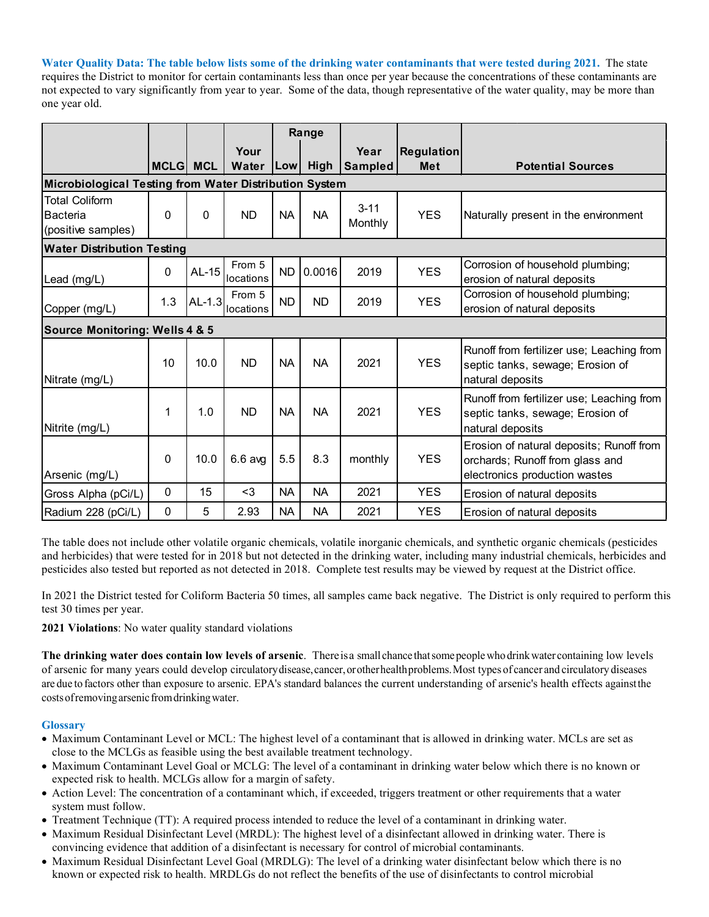**Water Quality Data: The table below lists some of the drinking water contaminants that were tested during 2021.** The state requires the District to monitor for certain contaminants less than once per year because the concentrations of these contaminants are not expected to vary significantly from year to year. Some of the data, though representative of the water quality, may be more than one year old.

| | MCLG | MCL | Your Water | Range Low | Range High | Year Sampled | Regulation Met | Potential Sources |
|---|---|---|---|---|---|---|---|---|
| **Microbiological Testing from Water Distribution System** | | | | | | | | |
| Total Coliform Bacteria (positive samples) | 0 | 0 | ND | NA | NA | 3-11 Monthly | YES | Naturally present in the environment |
| **Water Distribution Testing** | | | | | | | | |
| Lead (mg/L) | 0 | AL-15 | From 5 locations | ND | 0.0016 | 2019 | YES | Corrosion of household plumbing; erosion of natural deposits |
| Copper (mg/L) | 1.3 | AL-1.3 | From 5 locations | ND | ND | 2019 | YES | Corrosion of household plumbing; erosion of natural deposits |
| **Source Monitoring: Wells 4 & 5** | | | | | | | | |
| Nitrate (mg/L) | 10 | 10.0 | ND | NA | NA | 2021 | YES | Runoff from fertilizer use; Leaching from septic tanks, sewage; Erosion of natural deposits |
| Nitrite (mg/L) | 1 | 1.0 | ND | NA | NA | 2021 | YES | Runoff from fertilizer use; Leaching from septic tanks, sewage; Erosion of natural deposits |
| Arsenic (mg/L) | 0 | 10.0 | 6.6 avg | 5.5 | 8.3 | monthly | YES | Erosion of natural deposits; Runoff from orchards; Runoff from glass and electronics production wastes |
| Gross Alpha (pCi/L) | 0 | 15 | <3 | NA | NA | 2021 | YES | Erosion of natural deposits |
| Radium 228 (pCi/L) | 0 | 5 | 2.93 | NA | NA | 2021 | YES | Erosion of natural deposits |

The table does not include other volatile organic chemicals, volatile inorganic chemicals, and synthetic organic chemicals (pesticides and herbicides) that were tested for in 2018 but not detected in the drinking water, including many industrial chemicals, herbicides and pesticides also tested but reported as not detected in 2018. Complete test results may be viewed by request at the District office.

In 2021 the District tested for Coliform Bacteria 50 times, all samples came back negative. The District is only required to perform this test 30 times per year.

**2021 Violations**: No water quality standard violations

**The drinking water does contain low levels of arsenic**. There is a small chance that some people who drink water containing low levels of arsenic for many years could develop circulatory disease, cancer, or other health problems. Most types of cancer and circulatory diseases are due to factors other than exposure to arsenic. EPA's standard balances the current understanding of arsenic's health effects against the costs of removing arsenic from drinking water.

## Glossary

- Maximum Contaminant Level or MCL: The highest level of a contaminant that is allowed in drinking water. MCLs are set as close to the MCLGs as feasible using the best available treatment technology.
- Maximum Contaminant Level Goal or MCLG: The level of a contaminant in drinking water below which there is no known or expected risk to health. MCLGs allow for a margin of safety.
- Action Level: The concentration of a contaminant which, if exceeded, triggers treatment or other requirements that a water system must follow.
- Treatment Technique (TT): A required process intended to reduce the level of a contaminant in drinking water.
- Maximum Residual Disinfectant Level (MRDL): The highest level of a disinfectant allowed in drinking water. There is convincing evidence that addition of a disinfectant is necessary for control of microbial contaminants.
- Maximum Residual Disinfectant Level Goal (MRDLG): The level of a drinking water disinfectant below which there is no known or expected risk to health. MRDLGs do not reflect the benefits of the use of disinfectants to control microbial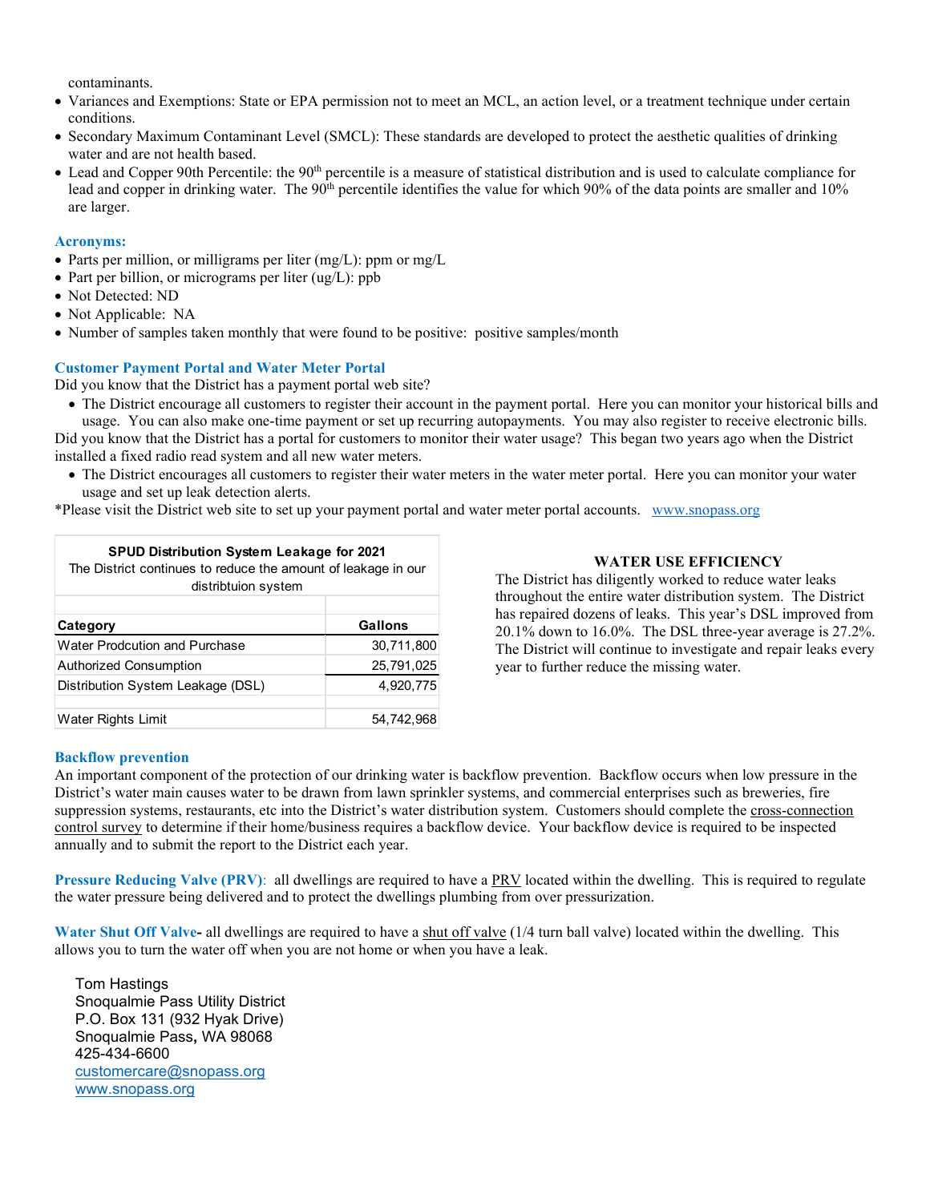contaminants.

- Variances and Exemptions: State or EPA permission not to meet an MCL, an action level, or a treatment technique under certain conditions.
- Secondary Maximum Contaminant Level (SMCL): These standards are developed to protect the aesthetic qualities of drinking water and are not health based.
- Lead and Copper 90th Percentile: the 90th percentile is a measure of statistical distribution and is used to calculate compliance for lead and copper in drinking water. The 90th percentile identifies the value for which 90% of the data points are smaller and 10% are larger.

### Acronyms:

- Parts per million, or milligrams per liter (mg/L): ppm or mg/L
- Part per billion, or micrograms per liter (ug/L): ppb
- Not Detected: ND
- Not Applicable: NA
- Number of samples taken monthly that were found to be positive: positive samples/month

### Customer Payment Portal and Water Meter Portal

Did you know that the District has a payment portal web site?

- The District encourage all customers to register their account in the payment portal. Here you can monitor your historical bills and usage. You can also make one-time payment or set up recurring autopayments. You may also register to receive electronic bills.

Did you know that the District has a portal for customers to monitor their water usage? This began two years ago when the District installed a fixed radio read system and all new water meters.

- The District encourages all customers to register their water meters in the water meter portal. Here you can monitor your water usage and set up leak detection alerts.

*Please visit the District web site to set up your payment portal and water meter portal accounts. www.snopass.org

**SPUD Distribution System Leakage for 2021**
The District continues to reduce the amount of leakage in our distribtuion system

| Category | Gallons |
|---|---|
| Water Prodcution and Purchase | 30,711,800 |
| Authorized Consumption | 25,791,025 |
| Distribution System Leakage (DSL) | 4,920,775 |
| | |
| Water Rights Limit | 54,742,968 |

#### WATER USE EFFICIENCY

The District has diligently worked to reduce water leaks throughout the entire water distribution system. The District has repaired dozens of leaks. This year's DSL improved from 20.1% down to 16.0%. The DSL three-year average is 27.2%. The District will continue to investigate and repair leaks every year to further reduce the missing water.

### Backflow prevention

An important component of the protection of our drinking water is backflow prevention. Backflow occurs when low pressure in the District's water main causes water to be drawn from lawn sprinkler systems, and commercial enterprises such as breweries, fire suppression systems, restaurants, etc into the District's water distribution system. Customers should complete the cross-connection control survey to determine if their home/business requires a backflow device. Your backflow device is required to be inspected annually and to submit the report to the District each year.

**Pressure Reducing Valve (PRV)**: all dwellings are required to have a PRV located within the dwelling. This is required to regulate the water pressure being delivered and to protect the dwellings plumbing from over pressurization.

**Water Shut Off Valve-** all dwellings are required to have a shut off valve (1/4 turn ball valve) located within the dwelling. This allows you to turn the water off when you are not home or when you have a leak.

Tom Hastings
Snoqualmie Pass Utility District
P.O. Box 131 (932 Hyak Drive)
Snoqualmie Pass, WA 98068
425-434-6600
customercare@snopass.org
www.snopass.org